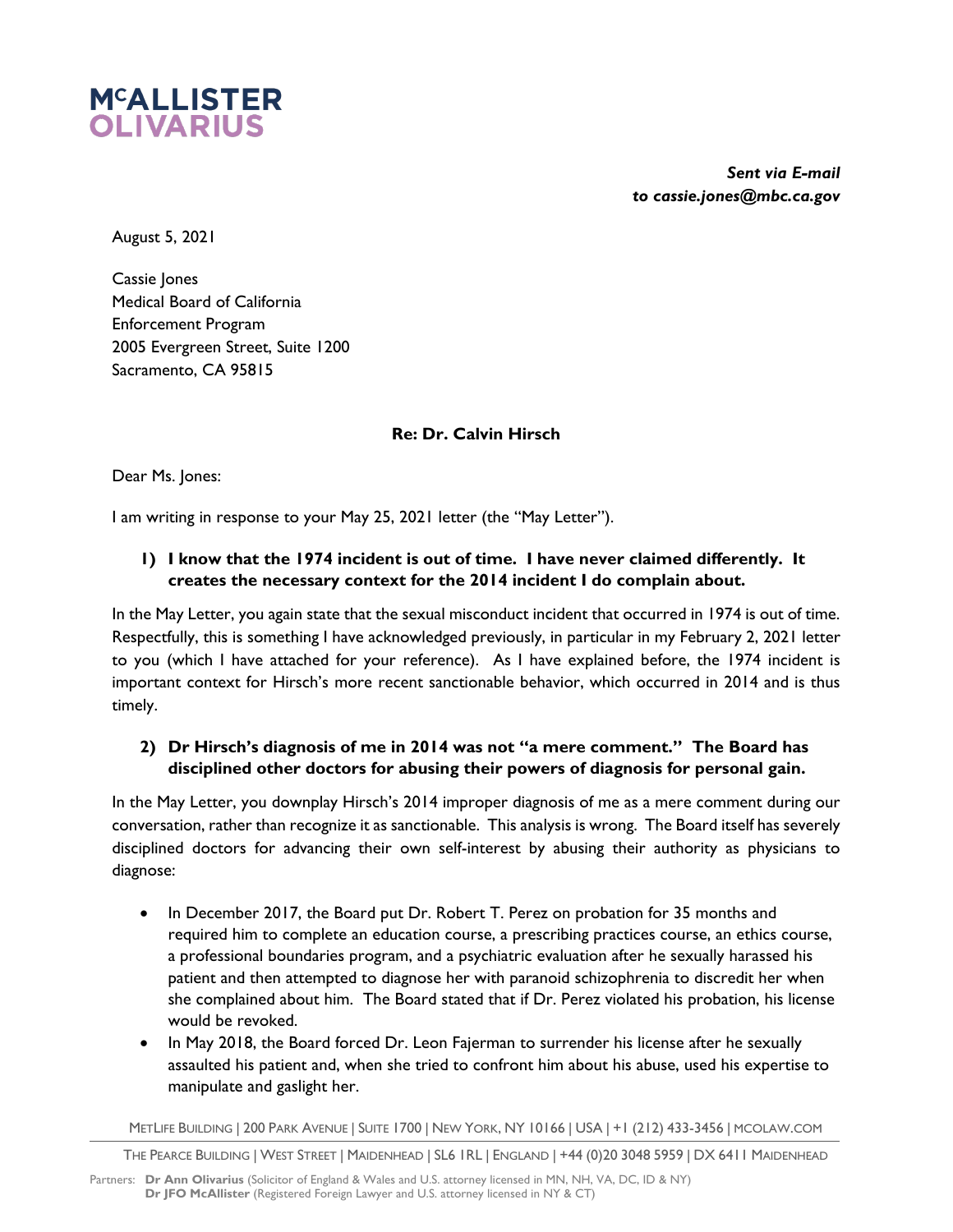**McALLISTER OLIVARIUS**

***Sent via E-mail to cassie.jones@mbc.ca.gov***

August 5, 2021

Cassie Jones
Medical Board of California
Enforcement Program
2005 Evergreen Street, Suite 1200
Sacramento, CA 95815

**Re: Dr. Calvin Hirsch**

Dear Ms. Jones:

I am writing in response to your May 25, 2021 letter (the "May Letter").

**1) I know that the 1974 incident is out of time. I have never claimed differently. It creates the necessary context for the 2014 incident I do complain about.**

In the May Letter, you again state that the sexual misconduct incident that occurred in 1974 is out of time. Respectfully, this is something I have acknowledged previously, in particular in my February 2, 2021 letter to you (which I have attached for your reference). As I have explained before, the 1974 incident is important context for Hirsch's more recent sanctionable behavior, which occurred in 2014 and is thus timely.

**2) Dr Hirsch's diagnosis of me in 2014 was not "a mere comment." The Board has disciplined other doctors for abusing their powers of diagnosis for personal gain.**

In the May Letter, you downplay Hirsch's 2014 improper diagnosis of me as a mere comment during our conversation, rather than recognize it as sanctionable. This analysis is wrong. The Board itself has severely disciplined doctors for advancing their own self-interest by abusing their authority as physicians to diagnose:

- In December 2017, the Board put Dr. Robert T. Perez on probation for 35 months and required him to complete an education course, a prescribing practices course, an ethics course, a professional boundaries program, and a psychiatric evaluation after he sexually harassed his patient and then attempted to diagnose her with paranoid schizophrenia to discredit her when she complained about him. The Board stated that if Dr. Perez violated his probation, his license would be revoked.
- In May 2018, the Board forced Dr. Leon Fajerman to surrender his license after he sexually assaulted his patient and, when she tried to confront him about his abuse, used his expertise to manipulate and gaslight her.

METLIFE BUILDING | 200 PARK AVENUE | SUITE 1700 | NEW YORK, NY 10166 | USA | +1 (212) 433-3456 | MCOLAW.COM

THE PEARCE BUILDING | WEST STREET | MAIDENHEAD | SL6 1RL | ENGLAND | +44 (0)20 3048 5959 | DX 6411 MAIDENHEAD

Partners: **Dr Ann Olivarius** (Solicitor of England & Wales and U.S. attorney licensed in MN, NH, VA, DC, ID & NY)
**Dr JFO McAllister** (Registered Foreign Lawyer and U.S. attorney licensed in NY & CT)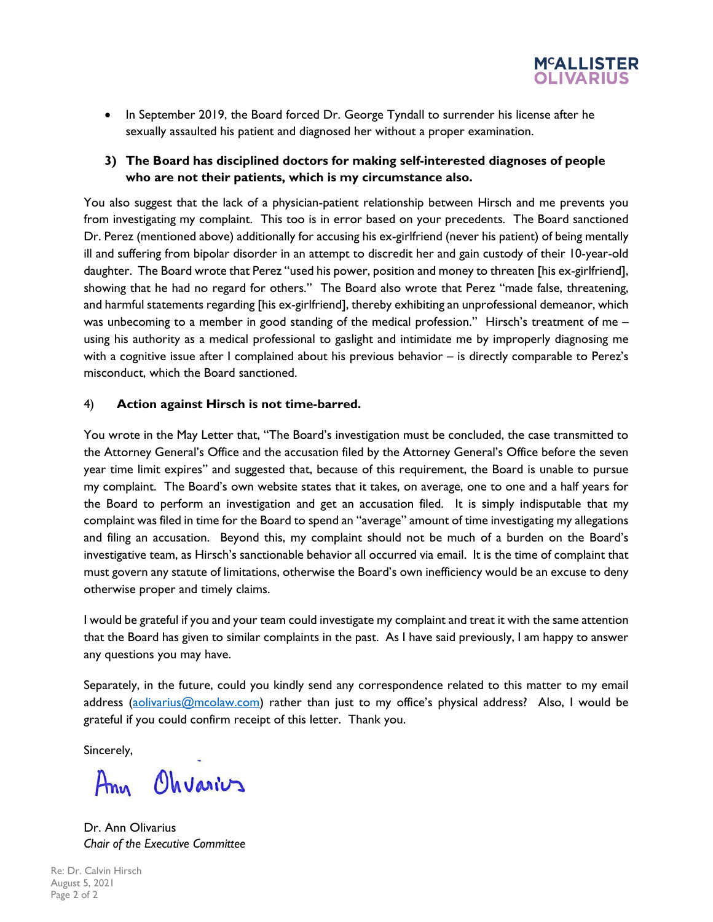- In September 2019, the Board forced Dr. George Tyndall to surrender his license after he sexually assaulted his patient and diagnosed her without a proper examination.

### 3) The Board has disciplined doctors for making self-interested diagnoses of people who are not their patients, which is my circumstance also.

You also suggest that the lack of a physician-patient relationship between Hirsch and me prevents you from investigating my complaint. This too is in error based on your precedents. The Board sanctioned Dr. Perez (mentioned above) additionally for accusing his ex-girlfriend (never his patient) of being mentally ill and suffering from bipolar disorder in an attempt to discredit her and gain custody of their 10-year-old daughter. The Board wrote that Perez "used his power, position and money to threaten [his ex-girlfriend], showing that he had no regard for others." The Board also wrote that Perez "made false, threatening, and harmful statements regarding [his ex-girlfriend], thereby exhibiting an unprofessional demeanor, which was unbecoming to a member in good standing of the medical profession." Hirsch's treatment of me – using his authority as a medical professional to gaslight and intimidate me by improperly diagnosing me with a cognitive issue after I complained about his previous behavior – is directly comparable to Perez's misconduct, which the Board sanctioned.

### 4) Action against Hirsch is not time-barred.

You wrote in the May Letter that, "The Board's investigation must be concluded, the case transmitted to the Attorney General's Office and the accusation filed by the Attorney General's Office before the seven year time limit expires" and suggested that, because of this requirement, the Board is unable to pursue my complaint. The Board's own website states that it takes, on average, one to one and a half years for the Board to perform an investigation and get an accusation filed. It is simply indisputable that my complaint was filed in time for the Board to spend an "average" amount of time investigating my allegations and filing an accusation. Beyond this, my complaint should not be much of a burden on the Board's investigative team, as Hirsch's sanctionable behavior all occurred via email. It is the time of complaint that must govern any statute of limitations, otherwise the Board's own inefficiency would be an excuse to deny otherwise proper and timely claims.

I would be grateful if you and your team could investigate my complaint and treat it with the same attention that the Board has given to similar complaints in the past. As I have said previously, I am happy to answer any questions you may have.

Separately, in the future, could you kindly send any correspondence related to this matter to my email address (aolivarius@mcolaw.com) rather than just to my office's physical address? Also, I would be grateful if you could confirm receipt of this letter. Thank you.

Sincerely,

Ann Olivarius

Dr. Ann Olivarius
*Chair of the Executive Committee*

Re: Dr. Calvin Hirsch
August 5, 2021